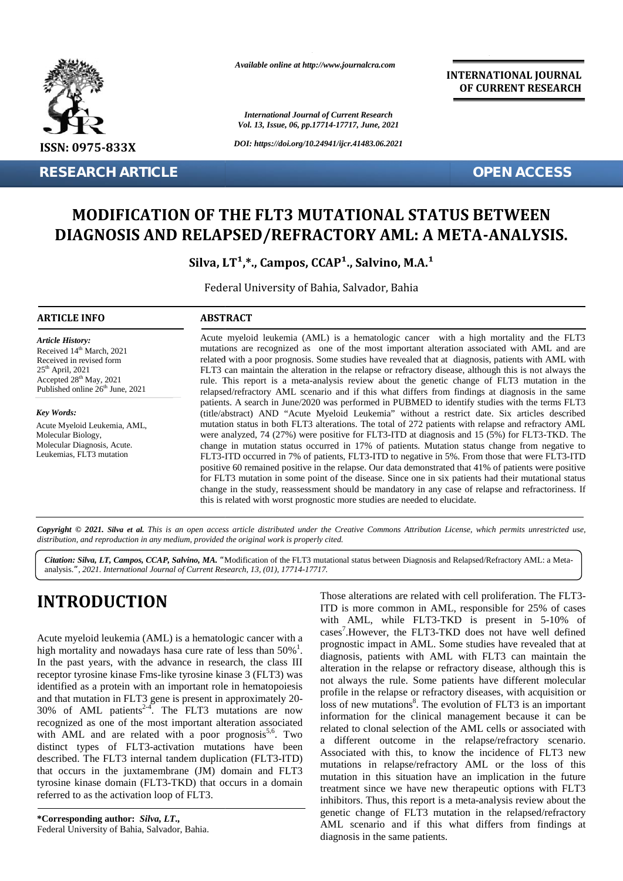# MODIFICATION OF THE FLT3 MUTATIONAL STATUS BETWEEN DIAGNOSIS AND RELAPSED/REFRACTORY AML: A META-ANALYSIS.

**Silva, LT[1],\*., Campos, CCAP[1]., Salvino, M.A.[1]**

Federal University of Bahia, Salvador, Bahia

## ARTICLE INFO

*Article History:*

Received 14th March, 2021
Received in revised form 25th April, 2021
Accepted 28th May, 2021
Published online 26th June, 2021

*Key Words:*

Acute Myeloid Leukemia, AML, Molecular Biology, Molecular Diagnosis, Acute. Leukemias, FLT3 mutation

## ABSTRACT

Acute myeloid leukemia (AML) is a hematologic cancer with a high mortality and the FLT3 mutations are recognized as one of the most important alteration associated with AML and are related with a poor prognosis. Some studies have revealed that at diagnosis, patients with AML with FLT3 can maintain the alteration in the relapse or refractory disease, although this is not always the rule. This report is a meta-analysis review about the genetic change of FLT3 mutation in the relapsed/refractory AML scenario and if this what differs from findings at diagnosis in the same patients. A search in June/2020 was performed in PUBMED to identify studies with the terms FLT3 (title/abstract) AND "Acute Myeloid Leukemia" without a restrict date. Six articles described mutation status in both FLT3 alterations. The total of 272 patients with relapse and refractory AML were analyzed, 74 (27%) were positive for FLT3-ITD at diagnosis and 15 (5%) for FLT3-TKD. The change in mutation status occurred in 17% of patients. Mutation status change from negative to FLT3-ITD occurred in 7% of patients, FLT3-ITD to negative in 5%. From those that were FLT3-ITD positive 60 remained positive in the relapse. Our data demonstrated that 41% of patients were positive for FLT3 mutation in some point of the disease. Since one in six patients had their mutational status change in the study, reassessment should be mandatory in any case of relapse and refractoriness. If this is related with worst prognostic more studies are needed to elucidate.

*Copyright © 2021. Silva et al. This is an open access article distributed under the Creative Commons Attribution License, which permits unrestricted use, distribution, and reproduction in any medium, provided the original work is properly cited.*

***Citation: Silva, LT, Campos, CCAP, Salvino, MA.*** "Modification of the FLT3 mutational status between Diagnosis and Relapsed/Refractory AML: a Meta-analysis.", *2021. International Journal of Current Research, 13, (01), 17714-17717.*

# INTRODUCTION

Acute myeloid leukemia (AML) is a hematologic cancer with a high mortality and nowadays hasa cure rate of less than 50%[1]. In the past years, with the advance in research, the class III receptor tyrosine kinase Fms-like tyrosine kinase 3 (FLT3) was identified as a protein with an important role in hematopoiesis and that mutation in FLT3 gene is present in approximately 20-30% of AML patients[2-4]. The FLT3 mutations are now recognized as one of the most important alteration associated with AML and are related with a poor prognosis[5,6]. Two distinct types of FLT3-activation mutations have been described. The FLT3 internal tandem duplication (FLT3-ITD) that occurs in the juxtamembrane (JM) domain and FLT3 tyrosine kinase domain (FLT3-TKD) that occurs in a domain referred to as the activation loop of FLT3.

Those alterations are related with cell proliferation. The FLT3-ITD is more common in AML, responsible for 25% of cases with AML, while FLT3-TKD is present in 5-10% of cases[7].However, the FLT3-TKD does not have well defined prognostic impact in AML. Some studies have revealed that at diagnosis, patients with AML with FLT3 can maintain the alteration in the relapse or refractory disease, although this is not always the rule. Some patients have different molecular profile in the relapse or refractory diseases, with acquisition or loss of new mutations[8]. The evolution of FLT3 is an important information for the clinical management because it can be related to clonal selection of the AML cells or associated with a different outcome in the relapse/refractory scenario. Associated with this, to know the incidence of FLT3 new mutations in relapse/refractory AML or the loss of this mutation in this situation have an implication in the future treatment since we have new therapeutic options with FLT3 inhibitors. Thus, this report is a meta-analysis review about the genetic change of FLT3 mutation in the relapsed/refractory AML scenario and if this what differs from findings at diagnosis in the same patients.

**\*Corresponding author: *Silva, LT.*,**
Federal University of Bahia, Salvador, Bahia.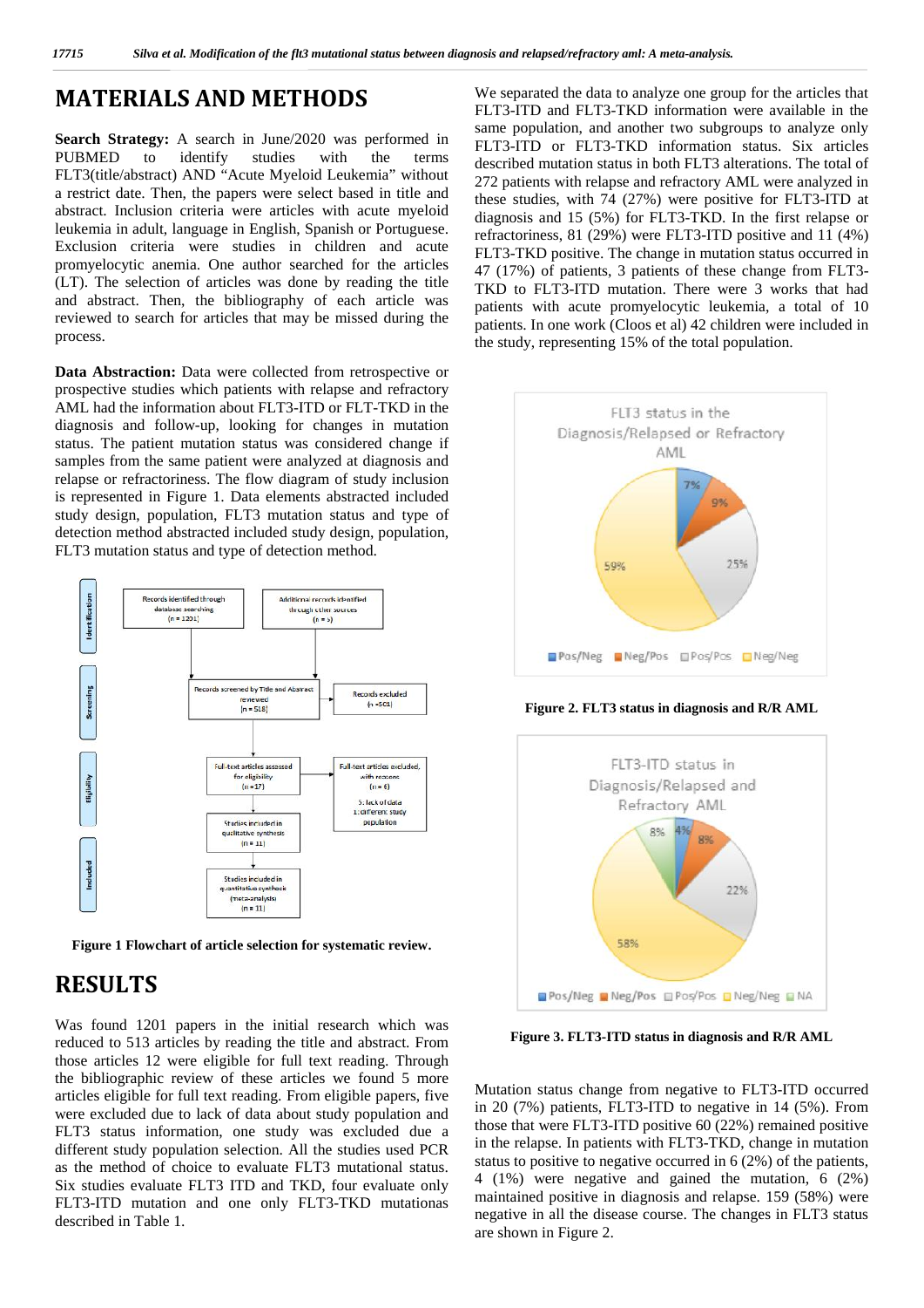# MATERIALS AND METHODS

**Search Strategy:** A search in June/2020 was performed in PUBMED to identify studies with the terms FLT3(title/abstract) AND "Acute Myeloid Leukemia" without a restrict date. Then, the papers were select based in title and abstract. Inclusion criteria were articles with acute myeloid leukemia in adult, language in English, Spanish or Portuguese. Exclusion criteria were studies in children and acute promyelocytic anemia. One author searched for the articles (LT). The selection of articles was done by reading the title and abstract. Then, the bibliography of each article was reviewed to search for articles that may be missed during the process.

**Data Abstraction:** Data were collected from retrospective or prospective studies which patients with relapse and refractory AML had the information about FLT3-ITD or FLT-TKD in the diagnosis and follow-up, looking for changes in mutation status. The patient mutation status was considered change if samples from the same patient were analyzed at diagnosis and relapse or refractoriness. The flow diagram of study inclusion is represented in Figure 1. Data elements abstracted included study design, population, FLT3 mutation status and type of detection method abstracted included study design, population, FLT3 mutation status and type of detection method.

**Figure 1 Flowchart of article selection for systematic review.**

# RESULTS

Was found 1201 papers in the initial research which was reduced to 513 articles by reading the title and abstract. From those articles 12 were eligible for full text reading. Through the bibliographic review of these articles we found 5 more articles eligible for full text reading. From eligible papers, five were excluded due to lack of data about study population and FLT3 status information, one study was excluded due a different study population selection. All the studies used PCR as the method of choice to evaluate FLT3 mutational status. Six studies evaluate FLT3 ITD and TKD, four evaluate only FLT3-ITD mutation and one only FLT3-TKD mutationas described in Table 1.

We separated the data to analyze one group for the articles that FLT3-ITD and FLT3-TKD information were available in the same population, and another two subgroups to analyze only FLT3-ITD or FLT3-TKD information status. Six articles described mutation status in both FLT3 alterations. The total of 272 patients with relapse and refractory AML were analyzed in these studies, with 74 (27%) were positive for FLT3-ITD at diagnosis and 15 (5%) for FLT3-TKD. In the first relapse or refractoriness, 81 (29%) were FLT3-ITD positive and 11 (4%) FLT3-TKD positive. The change in mutation status occurred in 47 (17%) of patients, 3 patients of these change from FLT3-TKD to FLT3-ITD mutation. There were 3 works that had patients with acute promyelocytic leukemia, a total of 10 patients. In one work (Cloos et al) 42 children were included in the study, representing 15% of the total population.

**Figure 2. FLT3 status in diagnosis and R/R AML**

**Figure 3. FLT3-ITD status in diagnosis and R/R AML**

Mutation status change from negative to FLT3-ITD occurred in 20 (7%) patients, FLT3-ITD to negative in 14 (5%). From those that were FLT3-ITD positive 60 (22%) remained positive in the relapse. In patients with FLT3-TKD, change in mutation status to positive to negative occurred in 6 (2%) of the patients, 4 (1%) were negative and gained the mutation, 6 (2%) maintained positive in diagnosis and relapse. 159 (58%) were negative in all the disease course. The changes in FLT3 status are shown in Figure 2.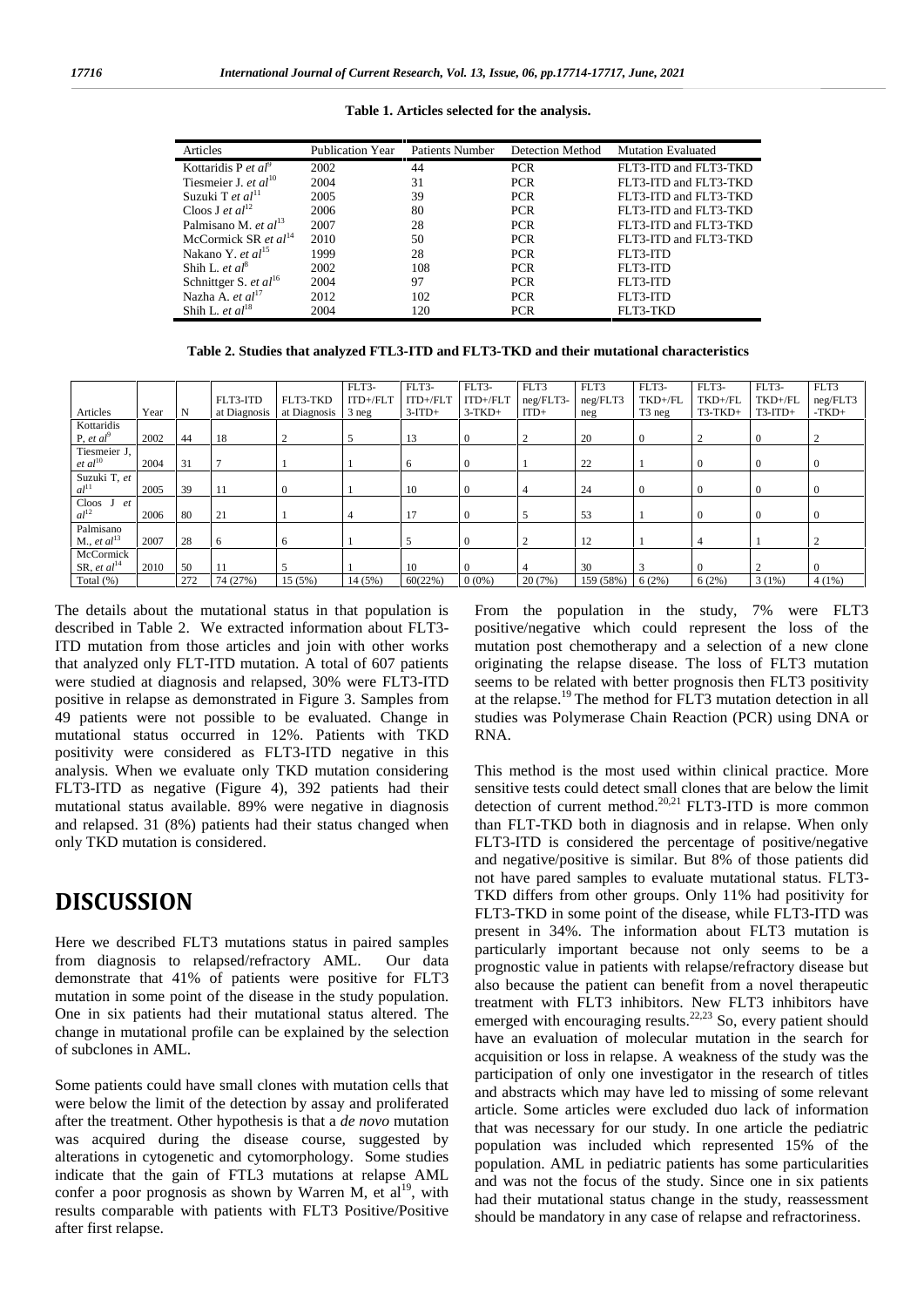**Table 1. Articles selected for the analysis.**

| Articles | Publication Year | Patients Number | Detection Method | Mutation Evaluated |
|---|---|---|---|---|
| Kottaridis P *et al*[9] | 2002 | 44 | PCR | FLT3-ITD and FLT3-TKD |
| Tiesmeier J. *et al*[10] | 2004 | 31 | PCR | FLT3-ITD and FLT3-TKD |
| Suzuki T *et al*[11] | 2005 | 39 | PCR | FLT3-ITD and FLT3-TKD |
| Cloos J *et al*[12] | 2006 | 80 | PCR | FLT3-ITD and FLT3-TKD |
| Palmisano M. *et al*[13] | 2007 | 28 | PCR | FLT3-ITD and FLT3-TKD |
| McCormick SR *et al*[14] | 2010 | 50 | PCR | FLT3-ITD and FLT3-TKD |
| Nakano Y. *et al*[15] | 1999 | 28 | PCR | FLT3-ITD |
| Shih L. *et al*[8] | 2002 | 108 | PCR | FLT3-ITD |
| Schnittger S. *et al*[16] | 2004 | 97 | PCR | FLT3-ITD |
| Nazha A. *et al*[17] | 2012 | 102 | PCR | FLT3-ITD |
| Shih L. *et al*[18] | 2004 | 120 | PCR | FLT3-TKD |

**Table 2. Studies that analyzed FTL3-ITD and FLT3-TKD and their mutational characteristics**

| Articles | Year | N | FLT3-ITD at Diagnosis | FLT3-TKD at Diagnosis | FLT3-ITD+/FLT3 neg | FLT3-ITD+/FLT3-ITD+ | FLT3-ITD+/FLT3-TKD+ | FLT3 neg/FLT3-ITD+ | FLT3 neg/FLT3 neg | FLT3-TKD+/FLT3 neg | FLT3-TKD+/FLT3-TKD+ | FLT3-TKD+/FLT3-ITD+ | FLT3 neg/FLT3-TKD+ |
|---|---|---|---|---|---|---|---|---|---|---|---|---|---|
| Kottaridis P, *et al*[9] | 2002 | 44 | 18 | 2 | 5 | 13 | 0 | 2 | 20 | 0 | 2 | 0 | 2 |
| Tiesmeier J, *et al*[10] | 2004 | 31 | 7 | 1 | 1 | 6 | 0 | 1 | 22 | 1 | 0 | 0 | 0 |
| Suzuki T, *et al*[11] | 2005 | 39 | 11 | 0 | 1 | 10 | 0 | 4 | 24 | 0 | 0 | 0 | 0 |
| Cloos J *et al*[12] | 2006 | 80 | 21 | 1 | 4 | 17 | 0 | 5 | 53 | 1 | 0 | 0 | 0 |
| Palmisano M., *et al*[13] | 2007 | 28 | 6 | 6 | 1 | 5 | 0 | 2 | 12 | 1 | 4 | 1 | 2 |
| McCormick SR, *et al*[14] | 2010 | 50 | 11 | 5 | 1 | 10 | 0 | 4 | 30 | 3 | 0 | 2 | 0 |
| Total (%) | | 272 | 74 (27%) | 15 (5%) | 14 (5%) | 60(22%) | 0 (0%) | 20 (7%) | 159 (58%) | 6 (2%) | 6 (2%) | 3 (1%) | 4 (1%) |

The details about the mutational status in that population is described in Table 2. We extracted information about FLT3-ITD mutation from those articles and join with other works that analyzed only FLT-ITD mutation. A total of 607 patients were studied at diagnosis and relapsed, 30% were FLT3-ITD positive in relapse as demonstrated in Figure 3. Samples from 49 patients were not possible to be evaluated. Change in mutational status occurred in 12%. Patients with TKD positivity were considered as FLT3-ITD negative in this analysis. When we evaluate only TKD mutation considering FLT3-ITD as negative (Figure 4), 392 patients had their mutational status available. 89% were negative in diagnosis and relapsed. 31 (8%) patients had their status changed when only TKD mutation is considered.

# DISCUSSION

Here we described FLT3 mutations status in paired samples from diagnosis to relapsed/refractory AML. Our data demonstrate that 41% of patients were positive for FLT3 mutation in some point of the disease in the study population. One in six patients had their mutational status altered. The change in mutational profile can be explained by the selection of subclones in AML.

Some patients could have small clones with mutation cells that were below the limit of the detection by assay and proliferated after the treatment. Other hypothesis is that a *de novo* mutation was acquired during the disease course, suggested by alterations in cytogenetic and cytomorphology. Some studies indicate that the gain of FTL3 mutations at relapse AML confer a poor prognosis as shown by Warren M, et al[19], with results comparable with patients with FLT3 Positive/Positive after first relapse.

From the population in the study, 7% were FLT3 positive/negative which could represent the loss of the mutation post chemotherapy and a selection of a new clone originating the relapse disease. The loss of FLT3 mutation seems to be related with better prognosis then FLT3 positivity at the relapse.[19] The method for FLT3 mutation detection in all studies was Polymerase Chain Reaction (PCR) using DNA or RNA.

This method is the most used within clinical practice. More sensitive tests could detect small clones that are below the limit detection of current method.[20,21] FLT3-ITD is more common than FLT-TKD both in diagnosis and in relapse. When only FLT3-ITD is considered the percentage of positive/negative and negative/positive is similar. But 8% of those patients did not have pared samples to evaluate mutational status. FLT3-TKD differs from other groups. Only 11% had positivity for FLT3-TKD in some point of the disease, while FLT3-ITD was present in 34%. The information about FLT3 mutation is particularly important because not only seems to be a prognostic value in patients with relapse/refractory disease but also because the patient can benefit from a novel therapeutic treatment with FLT3 inhibitors. New FLT3 inhibitors have emerged with encouraging results.[22,23] So, every patient should have an evaluation of molecular mutation in the search for acquisition or loss in relapse. A weakness of the study was the participation of only one investigator in the research of titles and abstracts which may have led to missing of some relevant article. Some articles were excluded duo lack of information that was necessary for our study. In one article the pediatric population was included which represented 15% of the population. AML in pediatric patients has some particularities and was not the focus of the study. Since one in six patients had their mutational status change in the study, reassessment should be mandatory in any case of relapse and refractoriness.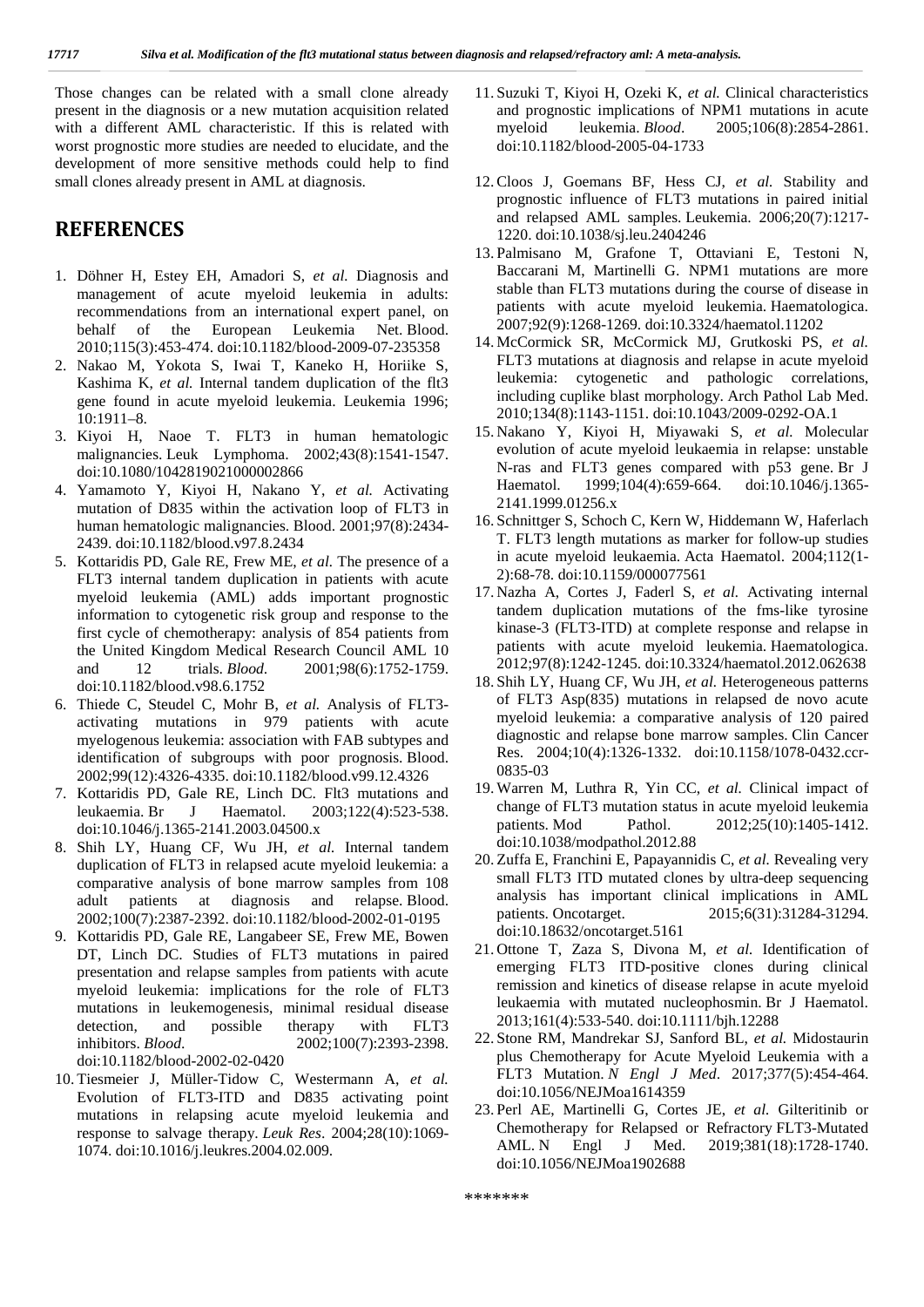Those changes can be related with a small clone already present in the diagnosis or a new mutation acquisition related with a different AML characteristic. If this is related with worst prognostic more studies are needed to elucidate, and the development of more sensitive methods could help to find small clones already present in AML at diagnosis.

## REFERENCES

1. Döhner H, Estey EH, Amadori S, *et al.* Diagnosis and management of acute myeloid leukemia in adults: recommendations from an international expert panel, on behalf of the European Leukemia Net. Blood. 2010;115(3):453-474. doi:10.1182/blood-2009-07-235358
2. Nakao M, Yokota S, Iwai T, Kaneko H, Horiike S, Kashima K, *et al.* Internal tandem duplication of the flt3 gene found in acute myeloid leukemia. Leukemia 1996; 10:1911–8.
3. Kiyoi H, Naoe T. FLT3 in human hematologic malignancies. Leuk Lymphoma. 2002;43(8):1541-1547. doi:10.1080/1042819021000002866
4. Yamamoto Y, Kiyoi H, Nakano Y, *et al.* Activating mutation of D835 within the activation loop of FLT3 in human hematologic malignancies. Blood. 2001;97(8):2434-2439. doi:10.1182/blood.v97.8.2434
5. Kottaridis PD, Gale RE, Frew ME, *et al.* The presence of a FLT3 internal tandem duplication in patients with acute myeloid leukemia (AML) adds important prognostic information to cytogenetic risk group and response to the first cycle of chemotherapy: analysis of 854 patients from the United Kingdom Medical Research Council AML 10 and 12 trials. *Blood*. 2001;98(6):1752-1759. doi:10.1182/blood.v98.6.1752
6. Thiede C, Steudel C, Mohr B, *et al.* Analysis of FLT3-activating mutations in 979 patients with acute myelogenous leukemia: association with FAB subtypes and identification of subgroups with poor prognosis. Blood. 2002;99(12):4326-4335. doi:10.1182/blood.v99.12.4326
7. Kottaridis PD, Gale RE, Linch DC. Flt3 mutations and leukaemia. Br J Haematol. 2003;122(4):523-538. doi:10.1046/j.1365-2141.2003.04500.x
8. Shih LY, Huang CF, Wu JH, *et al.* Internal tandem duplication of FLT3 in relapsed acute myeloid leukemia: a comparative analysis of bone marrow samples from 108 adult patients at diagnosis and relapse. Blood. 2002;100(7):2387-2392. doi:10.1182/blood-2002-01-0195
9. Kottaridis PD, Gale RE, Langabeer SE, Frew ME, Bowen DT, Linch DC. Studies of FLT3 mutations in paired presentation and relapse samples from patients with acute myeloid leukemia: implications for the role of FLT3 mutations in leukemogenesis, minimal residual disease detection, and possible therapy with FLT3 inhibitors. *Blood*. 2002;100(7):2393-2398. doi:10.1182/blood-2002-02-0420
10. Tiesmeier J, Müller-Tidow C, Westermann A, *et al.* Evolution of FLT3-ITD and D835 activating point mutations in relapsing acute myeloid leukemia and response to salvage therapy. *Leuk Res*. 2004;28(10):1069-1074. doi:10.1016/j.leukres.2004.02.009.
11. Suzuki T, Kiyoi H, Ozeki K, *et al.* Clinical characteristics and prognostic implications of NPM1 mutations in acute myeloid leukemia. *Blood*. 2005;106(8):2854-2861. doi:10.1182/blood-2005-04-1733
12. Cloos J, Goemans BF, Hess CJ, *et al.* Stability and prognostic influence of FLT3 mutations in paired initial and relapsed AML samples. Leukemia. 2006;20(7):1217-1220. doi:10.1038/sj.leu.2404246
13. Palmisano M, Grafone T, Ottaviani E, Testoni N, Baccarani M, Martinelli G. NPM1 mutations are more stable than FLT3 mutations during the course of disease in patients with acute myeloid leukemia. Haematologica. 2007;92(9):1268-1269. doi:10.3324/haematol.11202
14. McCormick SR, McCormick MJ, Grutkoski PS, *et al.* FLT3 mutations at diagnosis and relapse in acute myeloid leukemia: cytogenetic and pathologic correlations, including cuplike blast morphology. Arch Pathol Lab Med. 2010;134(8):1143-1151. doi:10.1043/2009-0292-OA.1
15. Nakano Y, Kiyoi H, Miyawaki S, *et al.* Molecular evolution of acute myeloid leukaemia in relapse: unstable N-ras and FLT3 genes compared with p53 gene. Br J Haematol. 1999;104(4):659-664. doi:10.1046/j.1365-2141.1999.01256.x
16. Schnittger S, Schoch C, Kern W, Hiddemann W, Haferlach T. FLT3 length mutations as marker for follow-up studies in acute myeloid leukaemia. Acta Haematol. 2004;112(1-2):68-78. doi:10.1159/000077561
17. Nazha A, Cortes J, Faderl S, *et al.* Activating internal tandem duplication mutations of the fms-like tyrosine kinase-3 (FLT3-ITD) at complete response and relapse in patients with acute myeloid leukemia. Haematologica. 2012;97(8):1242-1245. doi:10.3324/haematol.2012.062638
18. Shih LY, Huang CF, Wu JH, *et al.* Heterogeneous patterns of FLT3 Asp(835) mutations in relapsed de novo acute myeloid leukemia: a comparative analysis of 120 paired diagnostic and relapse bone marrow samples. Clin Cancer Res. 2004;10(4):1326-1332. doi:10.1158/1078-0432.ccr-0835-03
19. Warren M, Luthra R, Yin CC, *et al.* Clinical impact of change of FLT3 mutation status in acute myeloid leukemia patients. Mod Pathol. 2012;25(10):1405-1412. doi:10.1038/modpathol.2012.88
20. Zuffa E, Franchini E, Papayannidis C, *et al.* Revealing very small FLT3 ITD mutated clones by ultra-deep sequencing analysis has important clinical implications in AML patients. Oncotarget. 2015;6(31):31284-31294. doi:10.18632/oncotarget.5161
21. Ottone T, Zaza S, Divona M, *et al.* Identification of emerging FLT3 ITD-positive clones during clinical remission and kinetics of disease relapse in acute myeloid leukaemia with mutated nucleophosmin. Br J Haematol. 2013;161(4):533-540. doi:10.1111/bjh.12288
22. Stone RM, Mandrekar SJ, Sanford BL, *et al.* Midostaurin plus Chemotherapy for Acute Myeloid Leukemia with a FLT3 Mutation. *N Engl J Med*. 2017;377(5):454-464. doi:10.1056/NEJMoa1614359
23. Perl AE, Martinelli G, Cortes JE, *et al.* Gilteritinib or Chemotherapy for Relapsed or Refractory FLT3-Mutated AML. N Engl J Med. 2019;381(18):1728-1740. doi:10.1056/NEJMoa1902688

*******